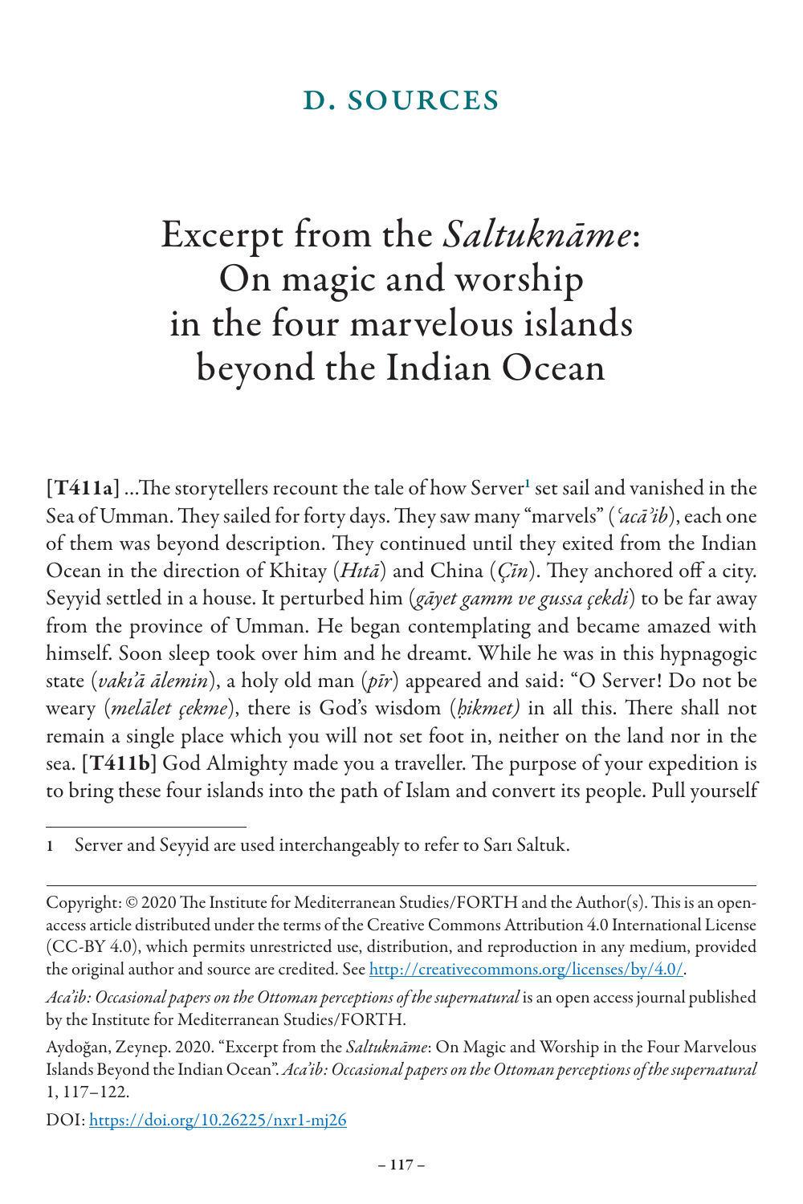## D. SOURCES

# Excerpt from the *Saltuknāme*: On magic and worship in the four marvelous islands beyond the Indian Ocean

**[T411a]** ...The storytellers recount the tale of how Server[1] set sail and vanished in the Sea of Umman. They sailed for forty days. They saw many "marvels" (*ʿacāʾib*), each one of them was beyond description. They continued until they exited from the Indian Ocean in the direction of Khitay (*Hıṭā*) and China (*Çīn*). They anchored off a city. Seyyid settled in a house. It perturbed him (*gāyet gamm ve gussa çekdi*) to be far away from the province of Umman. He began contemplating and became amazed with himself. Soon sleep took over him and he dreamt. While he was in this hypnagogic state (*vakıʿā ālemin*), a holy old man (*pīr*) appeared and said: "O Server! Do not be weary (*melālet çekme*), there is God's wisdom (*ḥikmet)* in all this. There shall not remain a single place which you will not set foot in, neither on the land nor in the sea. **[T411b]** God Almighty made you a traveller. The purpose of your expedition is to bring these four islands into the path of Islam and convert its people. Pull yourself

1 Server and Seyyid are used interchangeably to refer to Sarı Saltuk.

Copyright: © 2020 The Institute for Mediterranean Studies/FORTH and the Author(s). This is an open-access article distributed under the terms of the Creative Commons Attribution 4.0 International License (CC-BY 4.0), which permits unrestricted use, distribution, and reproduction in any medium, provided the original author and source are credited. See http://creativecommons.org/licenses/by/4.0/.

*Aca'ib: Occasional papers on the Ottoman perceptions of the supernatural* is an open access journal published by the Institute for Mediterranean Studies/FORTH.

Aydoğan, Zeynep. 2020. "Excerpt from the *Saltuknāme*: On Magic and Worship in the Four Marvelous Islands Beyond the Indian Ocean". *Aca'ib: Occasional papers on the Ottoman perceptions of the supernatural* 1, 117–122.

DOI: https://doi.org/10.26225/nxr1-mj26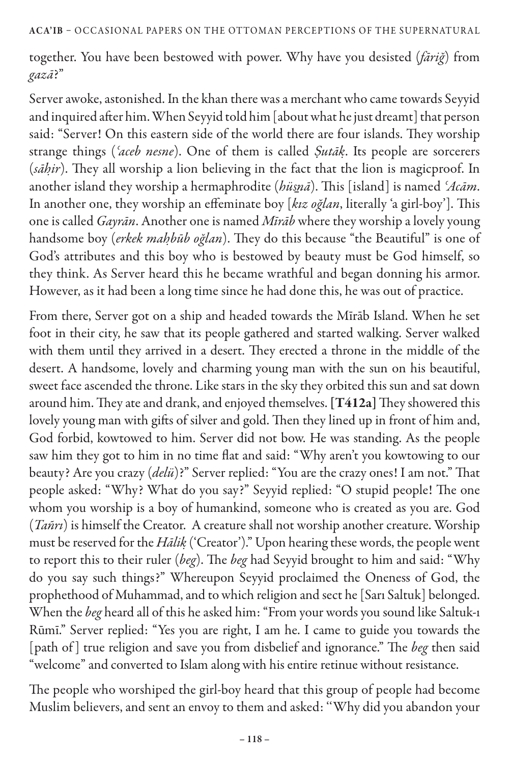together. You have been bestowed with power. Why have you desisted (*fāriġ*) from *gazā*?"

Server awoke, astonished. In the khan there was a merchant who came towards Seyyid and inquired after him. When Seyyid told him [about what he just dreamt] that person said: "Server! On this eastern side of the world there are four islands. They worship strange things (*ʿaceb nesne*). One of them is called *Ṣutāḳ*. Its people are sorcerers (*sāḥir*). They all worship a lion believing in the fact that the lion is magicproof. In another island they worship a hermaphrodite (*hüs̱nā*). This [island] is named *ʿAcām*. In another one, they worship an effeminate boy [*kız oğlan*, literally 'a girl-boy']. This one is called *Gayrān*. Another one is named *Mīrāb* where they worship a lovely young handsome boy (*erkek maḥbūb oğlan*). They do this because "the Beautiful" is one of God's attributes and this boy who is bestowed by beauty must be God himself, so they think. As Server heard this he became wrathful and began donning his armor. However, as it had been a long time since he had done this, he was out of practice.

From there, Server got on a ship and headed towards the Mīrāb Island. When he set foot in their city, he saw that its people gathered and started walking. Server walked with them until they arrived in a desert. They erected a throne in the middle of the desert. A handsome, lovely and charming young man with the sun on his beautiful, sweet face ascended the throne. Like stars in the sky they orbited this sun and sat down around him. They ate and drank, and enjoyed themselves. **[T412a]** They showered this lovely young man with gifts of silver and gold. Then they lined up in front of him and, God forbid, kowtowed to him. Server did not bow. He was standing. As the people saw him they got to him in no time flat and said: "Why aren't you kowtowing to our beauty? Are you crazy (*delü*)?" Server replied: "You are the crazy ones! I am not." That people asked: "Why? What do you say?" Seyyid replied: "O stupid people! The one whom you worship is a boy of humankind, someone who is created as you are. God (*Taññı*) is himself the Creator. A creature shall not worship another creature. Worship must be reserved for the *Ḫāliḳ* ('Creator')." Upon hearing these words, the people went to report this to their ruler (*beg*). The *beg* had Seyyid brought to him and said: "Why do you say such things?" Whereupon Seyyid proclaimed the Oneness of God, the prophethood of Muhammad, and to which religion and sect he [Sarı Saltuk] belonged. When the *beg* heard all of this he asked him: "From your words you sound like Saltuk-ı Rūmī." Server replied: "Yes you are right, I am he. I came to guide you towards the [path of] true religion and save you from disbelief and ignorance." The *beg* then said "welcome" and converted to Islam along with his entire retinue without resistance.

The people who worshiped the girl-boy heard that this group of people had become Muslim believers, and sent an envoy to them and asked: "Why did you abandon your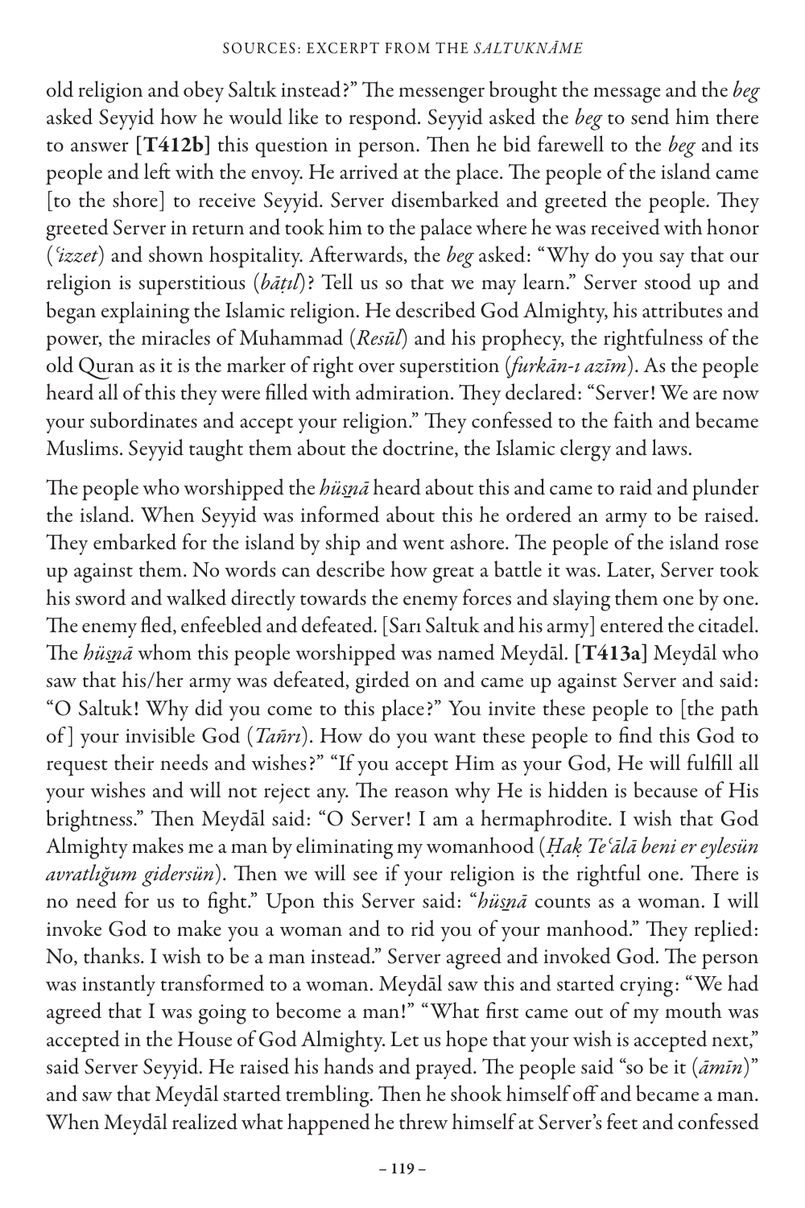old religion and obey Saltık instead?" The messenger brought the message and the *beg* asked Seyyid how he would like to respond. Seyyid asked the *beg* to send him there to answer **[T412b]** this question in person. Then he bid farewell to the *beg* and its people and left with the envoy. He arrived at the place. The people of the island came [to the shore] to receive Seyyid. Server disembarked and greeted the people. They greeted Server in return and took him to the palace where he was received with honor (*ʿizzet*) and shown hospitality. Afterwards, the *beg* asked: "Why do you say that our religion is superstitious (*bāṭıl*)? Tell us so that we may learn." Server stood up and began explaining the Islamic religion. He described God Almighty, his attributes and power, the miracles of Muhammad (*Resūl*) and his prophecy, the rightfulness of the old Quran as it is the marker of right over superstition (*furkān-ı azīm*). As the people heard all of this they were filled with admiration. They declared: "Server! We are now your subordinates and accept your religion." They confessed to the faith and became Muslims. Seyyid taught them about the doctrine, the Islamic clergy and laws.

The people who worshipped the *hüs̱nā* heard about this and came to raid and plunder the island. When Seyyid was informed about this he ordered an army to be raised. They embarked for the island by ship and went ashore. The people of the island rose up against them. No words can describe how great a battle it was. Later, Server took his sword and walked directly towards the enemy forces and slaying them one by one. The enemy fled, enfeebled and defeated. [Sarı Saltuk and his army] entered the citadel. The *hüs̱nā* whom this people worshipped was named Meydāl. **[T413a]** Meydāl who saw that his/her army was defeated, girded on and came up against Server and said: "O Saltuk! Why did you come to this place?" You invite these people to [the path of] your invisible God (*Tañrı*). How do you want these people to find this God to request their needs and wishes?" "If you accept Him as your God, He will fulfill all your wishes and will not reject any. The reason why He is hidden is because of His brightness." Then Meydāl said: "O Server! I am a hermaphrodite. I wish that God Almighty makes me a man by eliminating my womanhood (*Ḥaḳ Teʿālā beni er eylesün avratlığum gidersün*). Then we will see if your religion is the rightful one. There is no need for us to fight." Upon this Server said: "*hüs̱nā* counts as a woman. I will invoke God to make you a woman and to rid you of your manhood." They replied: No, thanks. I wish to be a man instead." Server agreed and invoked God. The person was instantly transformed to a woman. Meydāl saw this and started crying: "We had agreed that I was going to become a man!" "What first came out of my mouth was accepted in the House of God Almighty. Let us hope that your wish is accepted next," said Server Seyyid. He raised his hands and prayed. The people said "so be it (*āmīn*)" and saw that Meydāl started trembling. Then he shook himself off and became a man. When Meydāl realized what happened he threw himself at Server's feet and confessed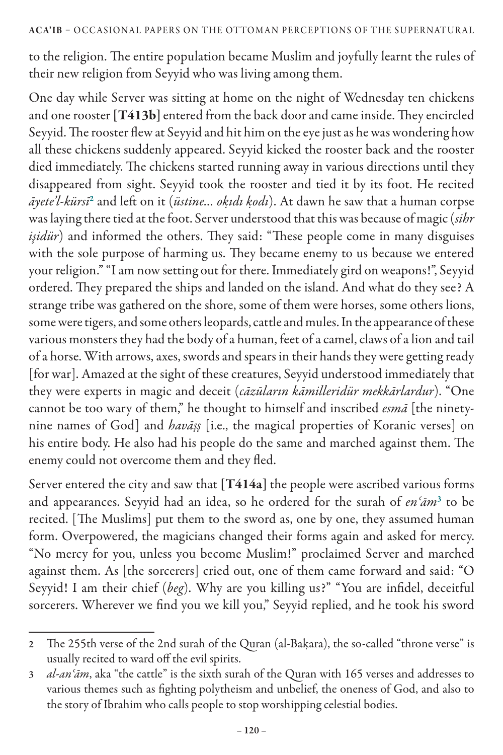to the religion. The entire population became Muslim and joyfully learnt the rules of their new religion from Seyyid who was living among them.

One day while Server was sitting at home on the night of Wednesday ten chickens and one rooster **[T413b]** entered from the back door and came inside. They encircled Seyyid. The rooster flew at Seyyid and hit him on the eye just as he was wondering how all these chickens suddenly appeared. Seyyid kicked the rooster back and the rooster died immediately. The chickens started running away in various directions until they disappeared from sight. Seyyid took the rooster and tied it by its foot. He recited *āyete'l-kürsī*[2] and left on it (*üstine... okıdı ḳodı*). At dawn he saw that a human corpse was laying there tied at the foot. Server understood that this was because of magic (*sihr işidür*) and informed the others. They said: "These people come in many disguises with the sole purpose of harming us. They became enemy to us because we entered your religion." "I am now setting out for there. Immediately gird on weapons!", Seyyid ordered. They prepared the ships and landed on the island. And what do they see? A strange tribe was gathered on the shore, some of them were horses, some others lions, some were tigers, and some others leopards, cattle and mules. In the appearance of these various monsters they had the body of a human, feet of a camel, claws of a lion and tail of a horse. With arrows, axes, swords and spears in their hands they were getting ready [for war]. Amazed at the sight of these creatures, Seyyid understood immediately that they were experts in magic and deceit (*cāzūların kāmilleridür mekkārlardur*). "One cannot be too wary of them," he thought to himself and inscribed *esmā* [the ninety-nine names of God] and *havāṣṣ* [i.e., the magical properties of Koranic verses] on his entire body. He also had his people do the same and marched against them. The enemy could not overcome them and they fled.

Server entered the city and saw that **[T414a]** the people were ascribed various forms and appearances. Seyyid had an idea, so he ordered for the surah of *en'ām*[3] to be recited. [The Muslims] put them to the sword as, one by one, they assumed human form. Overpowered, the magicians changed their forms again and asked for mercy. "No mercy for you, unless you become Muslim!" proclaimed Server and marched against them. As [the sorcerers] cried out, one of them came forward and said: "O Seyyid! I am their chief (*beg*). Why are you killing us?" "You are infidel, deceitful sorcerers. Wherever we find you we kill you," Seyyid replied, and he took his sword

---

2 The 255th verse of the 2nd surah of the Quran (al-Baḳara), the so-called "throne verse" is usually recited to ward off the evil spirits.

3 *al-an'ām*, aka "the cattle" is the sixth surah of the Quran with 165 verses and addresses to various themes such as fighting polytheism and unbelief, the oneness of God, and also to the story of Ibrahim who calls people to stop worshipping celestial bodies.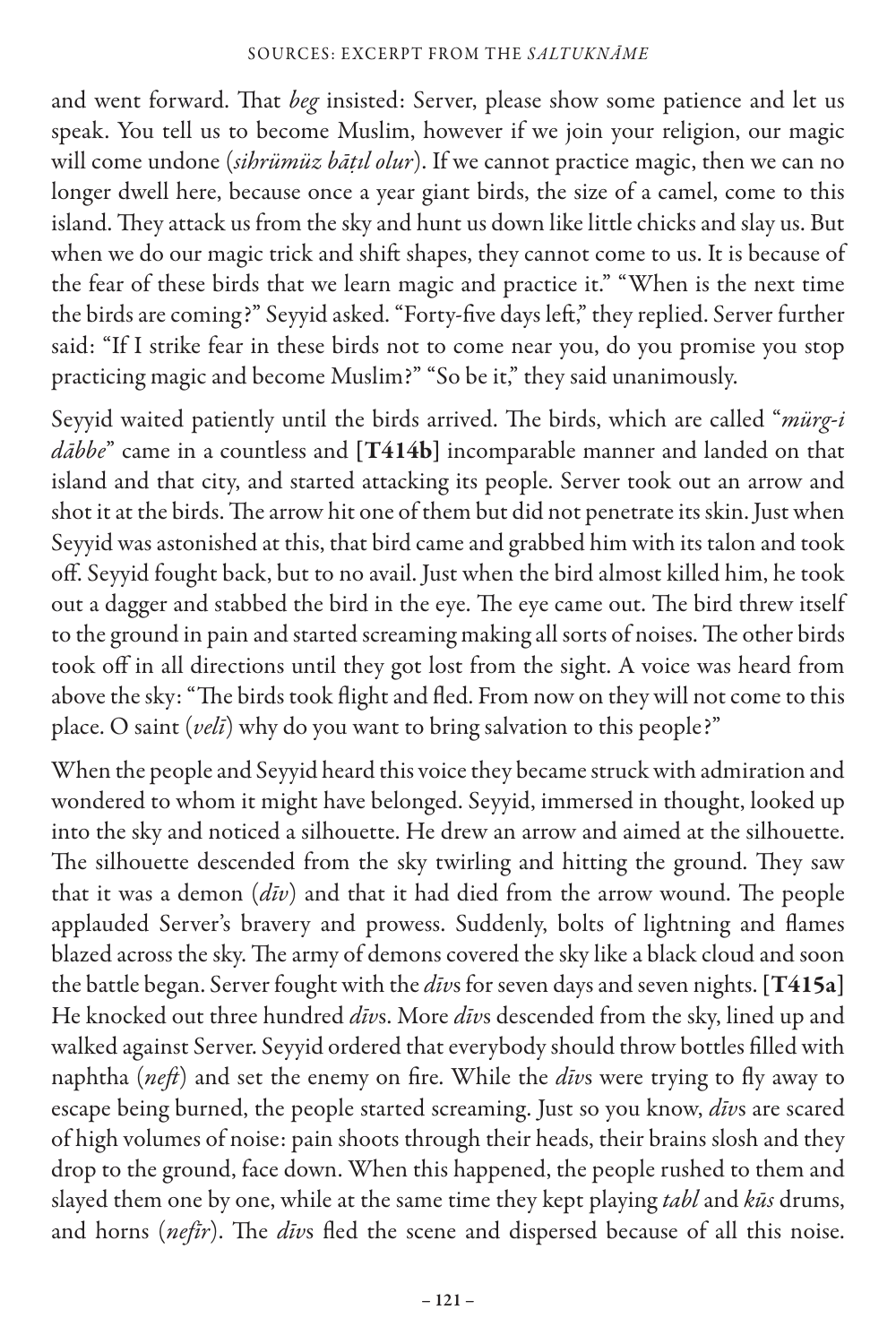and went forward. That *beg* insisted: Server, please show some patience and let us speak. You tell us to become Muslim, however if we join your religion, our magic will come undone (*sihrümüz bāṭıl olur*). If we cannot practice magic, then we can no longer dwell here, because once a year giant birds, the size of a camel, come to this island. They attack us from the sky and hunt us down like little chicks and slay us. But when we do our magic trick and shift shapes, they cannot come to us. It is because of the fear of these birds that we learn magic and practice it." "When is the next time the birds are coming?" Seyyid asked. "Forty-five days left," they replied. Server further said: "If I strike fear in these birds not to come near you, do you promise you stop practicing magic and become Muslim?" "So be it," they said unanimously.

Seyyid waited patiently until the birds arrived. The birds, which are called "*mürg-i dābbe*" came in a countless and **[T414b]** incomparable manner and landed on that island and that city, and started attacking its people. Server took out an arrow and shot it at the birds. The arrow hit one of them but did not penetrate its skin. Just when Seyyid was astonished at this, that bird came and grabbed him with its talon and took off. Seyyid fought back, but to no avail. Just when the bird almost killed him, he took out a dagger and stabbed the bird in the eye. The eye came out. The bird threw itself to the ground in pain and started screaming making all sorts of noises. The other birds took off in all directions until they got lost from the sight. A voice was heard from above the sky: "The birds took flight and fled. From now on they will not come to this place. O saint (*velī*) why do you want to bring salvation to this people?"

When the people and Seyyid heard this voice they became struck with admiration and wondered to whom it might have belonged. Seyyid, immersed in thought, looked up into the sky and noticed a silhouette. He drew an arrow and aimed at the silhouette. The silhouette descended from the sky twirling and hitting the ground. They saw that it was a demon (*dīv*) and that it had died from the arrow wound. The people applauded Server's bravery and prowess. Suddenly, bolts of lightning and flames blazed across the sky. The army of demons covered the sky like a black cloud and soon the battle began. Server fought with the *dīv*s for seven days and seven nights. **[T415a]** He knocked out three hundred *dīv*s. More *dīv*s descended from the sky, lined up and walked against Server. Seyyid ordered that everybody should throw bottles filled with naphtha (*neft*) and set the enemy on fire. While the *dīv*s were trying to fly away to escape being burned, the people started screaming. Just so you know, *dīv*s are scared of high volumes of noise: pain shoots through their heads, their brains slosh and they drop to the ground, face down. When this happened, the people rushed to them and slayed them one by one, while at the same time they kept playing *tabl* and *kūs* drums, and horns (*nefīr*). The *dīv*s fled the scene and dispersed because of all this noise.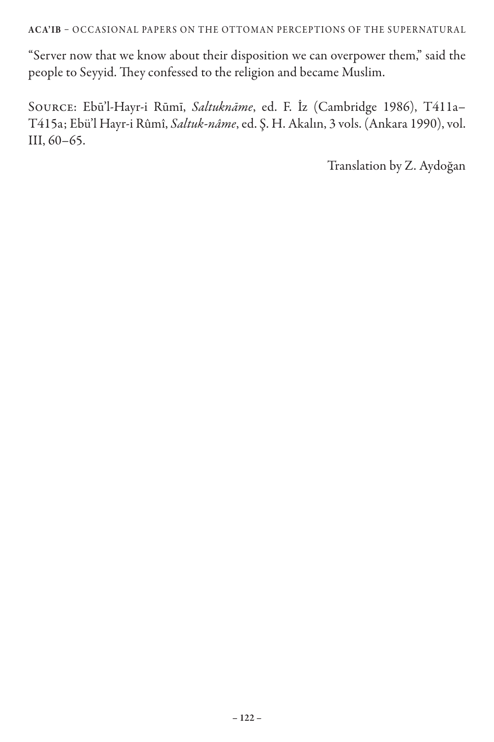"Server now that we know about their disposition we can overpower them," said the people to Seyyid. They confessed to the religion and became Muslim.

Source: Ebū'l-Hayr-i Rūmī, *Saltuknāme*, ed. F. İz (Cambridge 1986), T411a–T415a; Ebü'l Hayr-i Rûmî, *Saltuk-nâme*, ed. Ş. H. Akalın, 3 vols. (Ankara 1990), vol. III, 60–65.

Translation by Z. Aydoğan